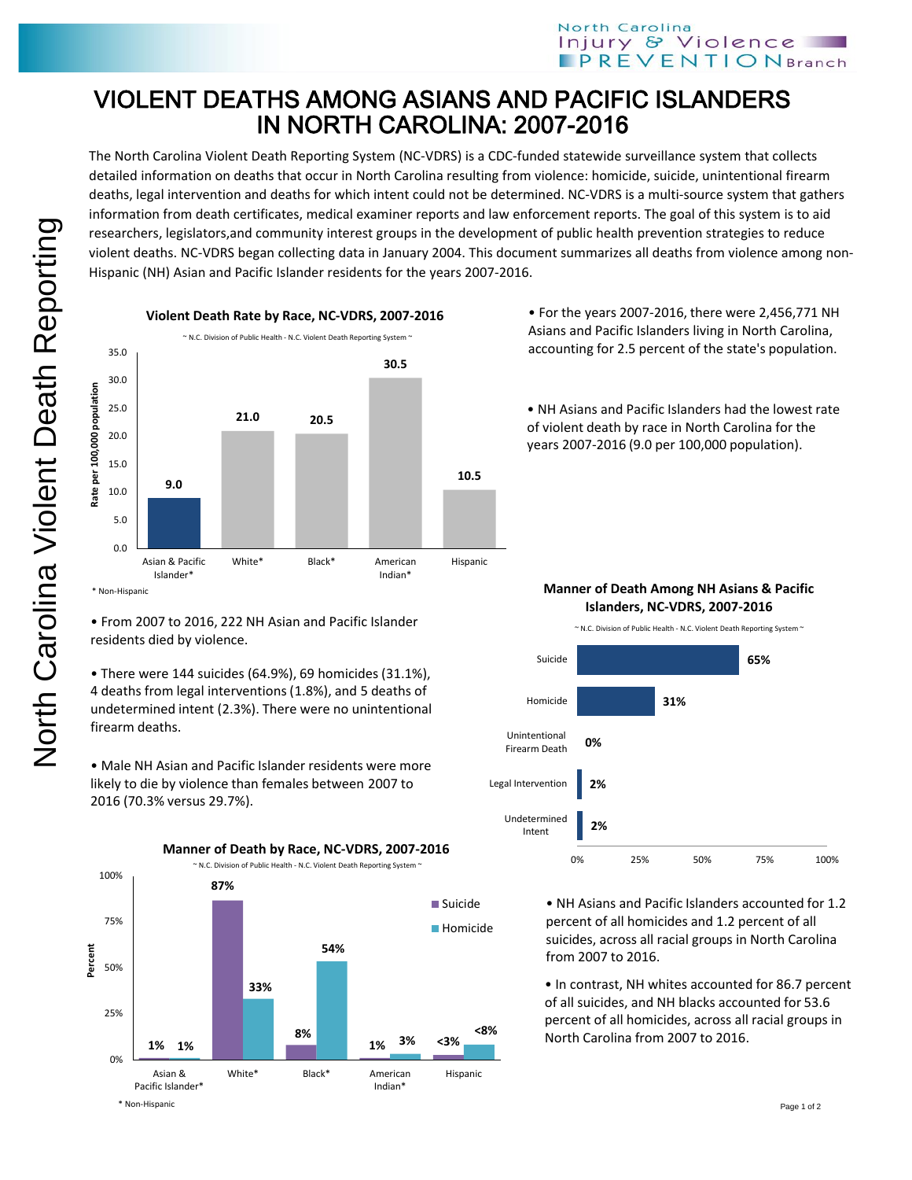# VIOLENT DEATHS AMONG ASIANS AND PACIFIC ISLANDERS IN NORTH CAROLINA: 2007-2016

The North Carolina Violent Death Reporting System (NC-VDRS) is a CDC-funded statewide surveillance system that collects detailed information on deaths that occur in North Carolina resulting from violence: homicide, suicide, unintentional firearm deaths, legal intervention and deaths for which intent could not be determined. NC-VDRS is a multi-source system that gathers information from death certificates, medical examiner reports and law enforcement reports. The goal of this system is to aid researchers, legislators,and community interest groups in the development of public health prevention strategies to reduce violent deaths. NC-VDRS began collecting data in January 2004. This document summarizes all deaths from violence among non-Hispanic (NH) Asian and Pacific Islander residents for the years 2007-2016.

**Violent Death Rate by Race, NC-VDRS, 2007-2016**

~ N.C. Division of Public Health - N.C. Violent Death Reporting System ~

| Race | Rate per 100,000 population |
|---|---|
| Asian & Pacific Islander* | 9.0 |
| White* | 21.0 |
| Black* | 20.5 |
| American Indian* | 30.5 |
| Hispanic | 10.5 |

\* Non-Hispanic

- For the years 2007-2016, there were 2,456,771 NH Asians and Pacific Islanders living in North Carolina, accounting for 2.5 percent of the state's population.

- NH Asians and Pacific Islanders had the lowest rate of violent death by race in North Carolina for the years 2007-2016 (9.0 per 100,000 population).

- From 2007 to 2016, 222 NH Asian and Pacific Islander residents died by violence.

- There were 144 suicides (64.9%), 69 homicides (31.1%), 4 deaths from legal interventions (1.8%), and 5 deaths of undetermined intent (2.3%). There were no unintentional firearm deaths.

- Male NH Asian and Pacific Islander residents were more likely to die by violence than females between 2007 to 2016 (70.3% versus 29.7%).

**Manner of Death Among NH Asians & Pacific Islanders, NC-VDRS, 2007-2016**

~ N.C. Division of Public Health - N.C. Violent Death Reporting System ~

| Manner of Death | Percent |
|---|---|
| Suicide | 65% |
| Homicide | 31% |
| Unintentional Firearm Death | 0% |
| Legal Intervention | 2% |
| Undetermined Intent | 2% |

**Manner of Death by Race, NC-VDRS, 2007-2016**

~ N.C. Division of Public Health - N.C. Violent Death Reporting System ~

| Race | Suicide | Homicide |
|---|---|---|
| Asian & Pacific Islander* | 1% | 1% |
| White* | 87% | 33% |
| Black* | 8% | 54% |
| American Indian* | 1% | 3% |
| Hispanic | <3% | <8% |

\* Non-Hispanic

- NH Asians and Pacific Islanders accounted for 1.2 percent of all homicides and 1.2 percent of all suicides, across all racial groups in North Carolina from 2007 to 2016.

- In contrast, NH whites accounted for 86.7 percent of all suicides, and NH blacks accounted for 53.6 percent of all homicides, across all racial groups in North Carolina from 2007 to 2016.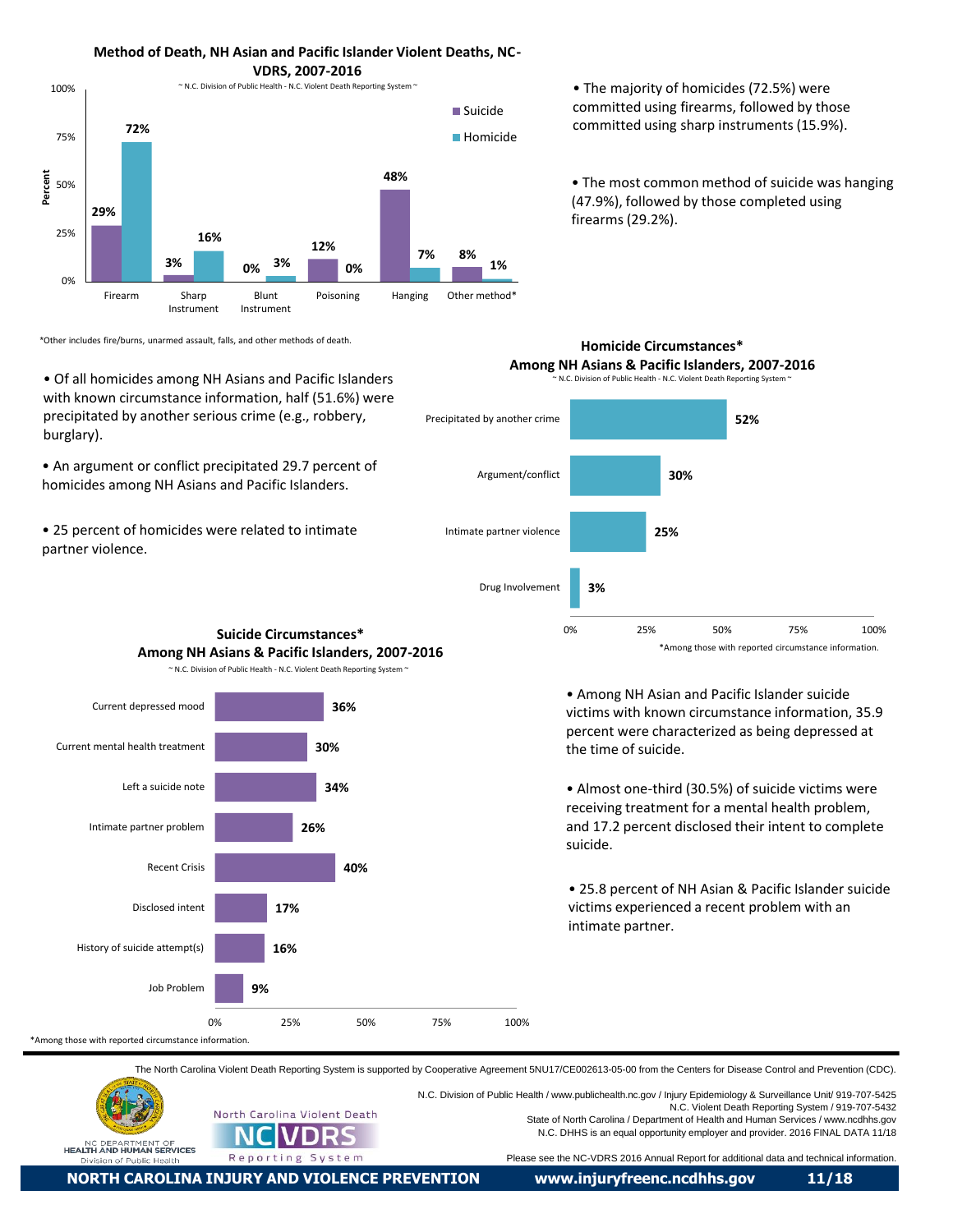**Method of Death, NH Asian and Pacific Islander Violent Deaths, NC-VDRS, 2007-2016**

~ N.C. Division of Public Health - N.C. Violent Death Reporting System ~

Suicide
Homicide

Percent
100%
75%
50%
25%
0%

Firearm: 29%, 72%
Sharp Instrument: 3%, 16%
Blunt Instrument: 0%, 3%
Poisoning: 12%, 0%
Hanging: 48%, 7%
Other method*: 8%, 1%

*Other includes fire/burns, unarmed assault, falls, and other methods of death.

- The majority of homicides (72.5%) were committed using firearms, followed by those committed using sharp instruments (15.9%).

- The most common method of suicide was hanging (47.9%), followed by those completed using firearms (29.2%).

- Of all homicides among NH Asians and Pacific Islanders with known circumstance information, half (51.6%) were precipitated by another serious crime (e.g., robbery, burglary).

- An argument or conflict precipitated 29.7 percent of homicides among NH Asians and Pacific Islanders.

- 25 percent of homicides were related to intimate partner violence.

**Homicide Circumstances\***
**Among NH Asians & Pacific Islanders, 2007-2016**

~ N.C. Division of Public Health - N.C. Violent Death Reporting System ~

Precipitated by another crime: 52%
Argument/conflict: 30%
Intimate partner violence: 25%
Drug Involvement: 3%

0% 25% 50% 75% 100%

*Among those with reported circumstance information.

**Suicide Circumstances\***
**Among NH Asians & Pacific Islanders, 2007-2016**

~ N.C. Division of Public Health - N.C. Violent Death Reporting System ~

Current depressed mood: 36%
Current mental health treatment: 30%
Left a suicide note: 34%
Intimate partner problem: 26%
Recent Crisis: 40%
Disclosed intent: 17%
History of suicide attempt(s): 16%
Job Problem: 9%

0% 25% 50% 75% 100%

*Among those with reported circumstance information.

- Among NH Asian and Pacific Islander suicide victims with known circumstance information, 35.9 percent were characterized as being depressed at the time of suicide.

- Almost one-third (30.5%) of suicide victims were receiving treatment for a mental health problem, and 17.2 percent disclosed their intent to complete suicide.

- 25.8 percent of NH Asian & Pacific Islander suicide victims experienced a recent problem with an intimate partner.

The North Carolina Violent Death Reporting System is supported by Cooperative Agreement 5NU17/CE002613-05-00 from the Centers for Disease Control and Prevention (CDC).

NC DEPARTMENT OF HEALTH AND HUMAN SERVICES
Division of Public Health

North Carolina Violent Death
NC VDRS
Reporting System

N.C. Division of Public Health / www.publichealth.nc.gov / Injury Epidemiology & Surveillance Unit/ 919-707-5425
N.C. Violent Death Reporting System / 919-707-5432
State of North Carolina / Department of Health and Human Services / www.ncdhhs.gov
N.C. DHHS is an equal opportunity employer and provider. 2016 FINAL DATA 11/18

Please see the NC-VDRS 2016 Annual Report for additional data and technical information.

NORTH CAROLINA INJURY AND VIOLENCE PREVENTION www.injuryfreenc.ncdhhs.gov 11/18